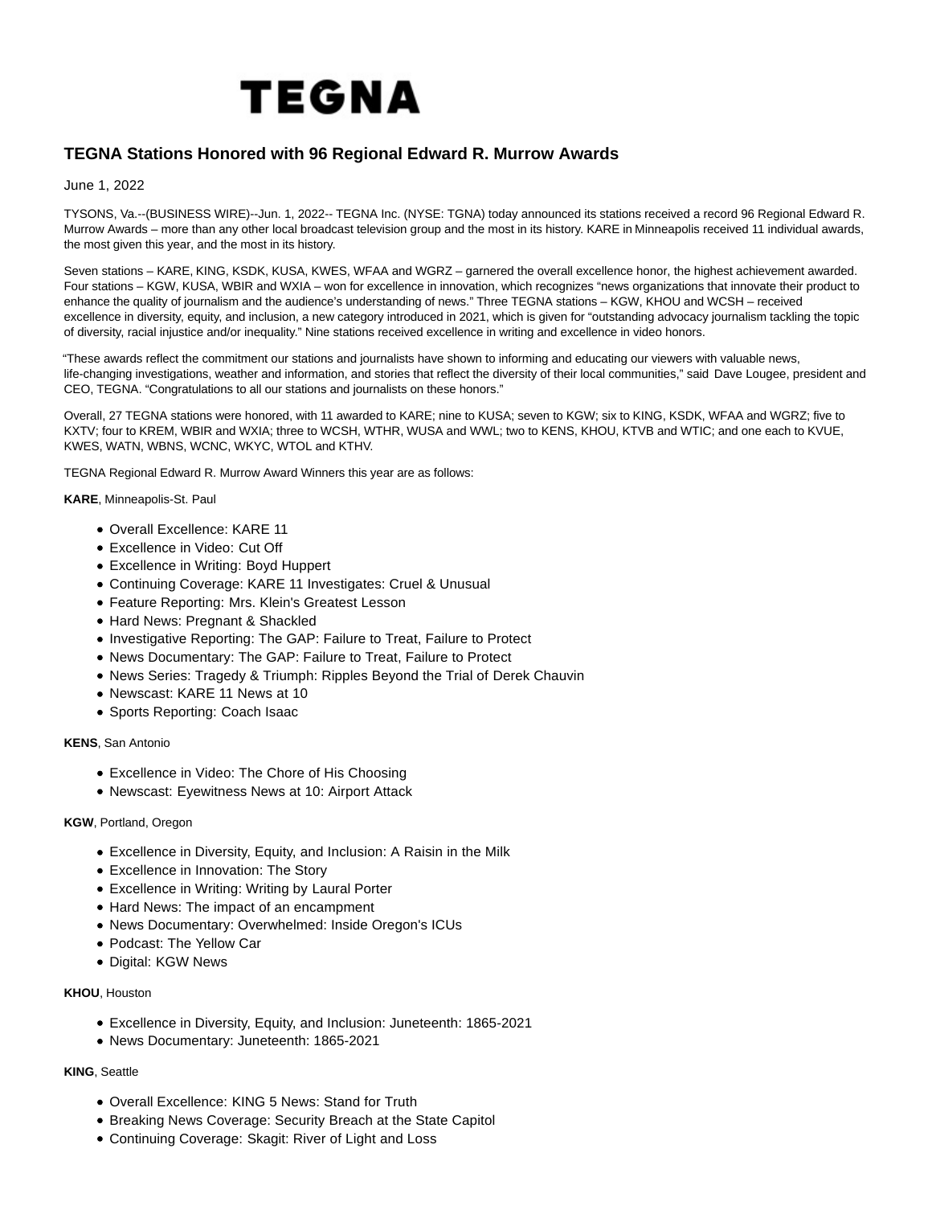TEGNA

# TEGNA Stations Honored with 96 Regional Edward R. Murrow Awards

June 1, 2022

TYSONS, Va.--(BUSINESS WIRE)--Jun. 1, 2022-- TEGNA Inc. (NYSE: TGNA) today announced its stations received a record 96 Regional Edward R. Murrow Awards – more than any other local broadcast television group and the most in its history. KARE in Minneapolis received 11 individual awards, the most given this year, and the most in its history.

Seven stations – KARE, KING, KSDK, KUSA, KWES, WFAA and WGRZ – garnered the overall excellence honor, the highest achievement awarded. Four stations – KGW, KUSA, WBIR and WXIA – won for excellence in innovation, which recognizes "news organizations that innovate their product to enhance the quality of journalism and the audience's understanding of news." Three TEGNA stations – KGW, KHOU and WCSH – received excellence in diversity, equity, and inclusion, a new category introduced in 2021, which is given for "outstanding advocacy journalism tackling the topic of diversity, racial injustice and/or inequality." Nine stations received excellence in writing and excellence in video honors.

"These awards reflect the commitment our stations and journalists have shown to informing and educating our viewers with valuable news, life-changing investigations, weather and information, and stories that reflect the diversity of their local communities," said Dave Lougee, president and CEO, TEGNA. "Congratulations to all our stations and journalists on these honors."

Overall, 27 TEGNA stations were honored, with 11 awarded to KARE; nine to KUSA; seven to KGW; six to KING, KSDK, WFAA and WGRZ; five to KXTV; four to KREM, WBIR and WXIA; three to WCSH, WTHR, WUSA and WWL; two to KENS, KHOU, KTVB and WTIC; and one each to KVUE, KWES, WATN, WBNS, WCNC, WKYC, WTOL and KTHV.

TEGNA Regional Edward R. Murrow Award Winners this year are as follows:

**KARE**, Minneapolis-St. Paul

- Overall Excellence: KARE 11
- Excellence in Video: Cut Off
- Excellence in Writing: Boyd Huppert
- Continuing Coverage: KARE 11 Investigates: Cruel & Unusual
- Feature Reporting: Mrs. Klein's Greatest Lesson
- Hard News: Pregnant & Shackled
- Investigative Reporting: The GAP: Failure to Treat, Failure to Protect
- News Documentary: The GAP: Failure to Treat, Failure to Protect
- News Series: Tragedy & Triumph: Ripples Beyond the Trial of Derek Chauvin
- Newscast: KARE 11 News at 10
- Sports Reporting: Coach Isaac

**KENS**, San Antonio

- Excellence in Video: The Chore of His Choosing
- Newscast: Eyewitness News at 10: Airport Attack

**KGW**, Portland, Oregon

- Excellence in Diversity, Equity, and Inclusion: A Raisin in the Milk
- Excellence in Innovation: The Story
- Excellence in Writing: Writing by Laural Porter
- Hard News: The impact of an encampment
- News Documentary: Overwhelmed: Inside Oregon's ICUs
- Podcast: The Yellow Car
- Digital: KGW News

**KHOU**, Houston

- Excellence in Diversity, Equity, and Inclusion: Juneteenth: 1865-2021
- News Documentary: Juneteenth: 1865-2021

**KING**, Seattle

- Overall Excellence: KING 5 News: Stand for Truth
- Breaking News Coverage: Security Breach at the State Capitol
- Continuing Coverage: Skagit: River of Light and Loss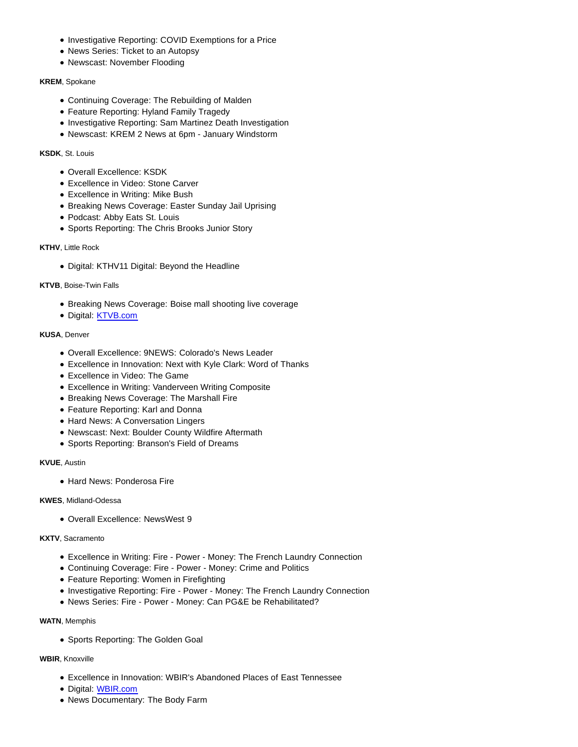- Investigative Reporting: COVID Exemptions for a Price
- News Series: Ticket to an Autopsy
- Newscast: November Flooding

**KREM**, Spokane

- Continuing Coverage: The Rebuilding of Malden
- Feature Reporting: Hyland Family Tragedy
- Investigative Reporting: Sam Martinez Death Investigation
- Newscast: KREM 2 News at 6pm - January Windstorm

**KSDK**, St. Louis

- Overall Excellence: KSDK
- Excellence in Video: Stone Carver
- Excellence in Writing: Mike Bush
- Breaking News Coverage: Easter Sunday Jail Uprising
- Podcast: Abby Eats St. Louis
- Sports Reporting: The Chris Brooks Junior Story

**KTHV**, Little Rock

- Digital: KTHV11 Digital: Beyond the Headline

**KTVB**, Boise-Twin Falls

- Breaking News Coverage: Boise mall shooting live coverage
- Digital: [KTVB.com](KTVB.com)

**KUSA**, Denver

- Overall Excellence: 9NEWS: Colorado's News Leader
- Excellence in Innovation: Next with Kyle Clark: Word of Thanks
- Excellence in Video: The Game
- Excellence in Writing: Vanderveen Writing Composite
- Breaking News Coverage: The Marshall Fire
- Feature Reporting: Karl and Donna
- Hard News: A Conversation Lingers
- Newscast: Next: Boulder County Wildfire Aftermath
- Sports Reporting: Branson's Field of Dreams

**KVUE**, Austin

- Hard News: Ponderosa Fire

**KWES**, Midland-Odessa

- Overall Excellence: NewsWest 9

**KXTV**, Sacramento

- Excellence in Writing: Fire - Power - Money: The French Laundry Connection
- Continuing Coverage: Fire - Power - Money: Crime and Politics
- Feature Reporting: Women in Firefighting
- Investigative Reporting: Fire - Power - Money: The French Laundry Connection
- News Series: Fire - Power - Money: Can PG&E be Rehabilitated?

**WATN**, Memphis

- Sports Reporting: The Golden Goal

**WBIR**, Knoxville

- Excellence in Innovation: WBIR's Abandoned Places of East Tennessee
- Digital: [WBIR.com](WBIR.com)
- News Documentary: The Body Farm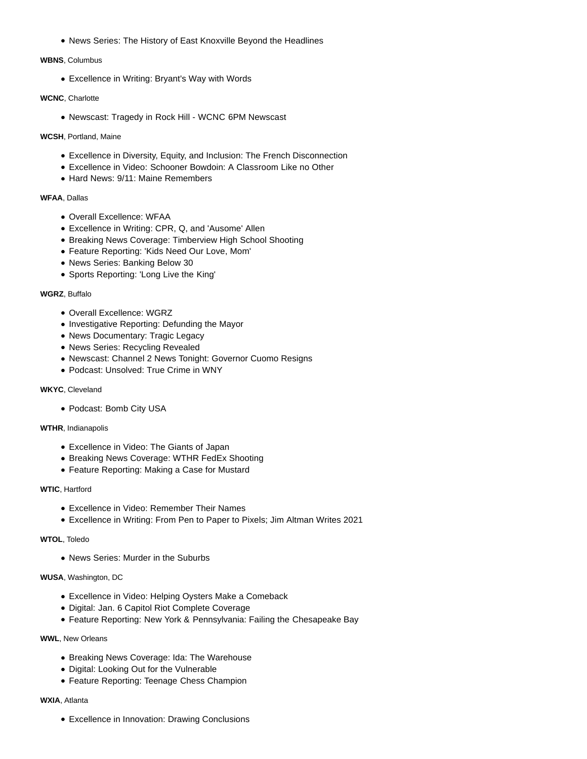- News Series: The History of East Knoxville Beyond the Headlines

**WBNS**, Columbus

- Excellence in Writing: Bryant's Way with Words

**WCNC**, Charlotte

- Newscast: Tragedy in Rock Hill - WCNC 6PM Newscast

**WCSH**, Portland, Maine

- Excellence in Diversity, Equity, and Inclusion: The French Disconnection
- Excellence in Video: Schooner Bowdoin: A Classroom Like no Other
- Hard News: 9/11: Maine Remembers

**WFAA**, Dallas

- Overall Excellence: WFAA
- Excellence in Writing: CPR, Q, and 'Ausome' Allen
- Breaking News Coverage: Timberview High School Shooting
- Feature Reporting: 'Kids Need Our Love, Mom'
- News Series: Banking Below 30
- Sports Reporting: 'Long Live the King'

**WGRZ**, Buffalo

- Overall Excellence: WGRZ
- Investigative Reporting: Defunding the Mayor
- News Documentary: Tragic Legacy
- News Series: Recycling Revealed
- Newscast: Channel 2 News Tonight: Governor Cuomo Resigns
- Podcast: Unsolved: True Crime in WNY

**WKYC**, Cleveland

- Podcast: Bomb City USA

**WTHR**, Indianapolis

- Excellence in Video: The Giants of Japan
- Breaking News Coverage: WTHR FedEx Shooting
- Feature Reporting: Making a Case for Mustard

**WTIC**, Hartford

- Excellence in Video: Remember Their Names
- Excellence in Writing: From Pen to Paper to Pixels; Jim Altman Writes 2021

**WTOL**, Toledo

- News Series: Murder in the Suburbs

**WUSA**, Washington, DC

- Excellence in Video: Helping Oysters Make a Comeback
- Digital: Jan. 6 Capitol Riot Complete Coverage
- Feature Reporting: New York & Pennsylvania: Failing the Chesapeake Bay

**WWL**, New Orleans

- Breaking News Coverage: Ida: The Warehouse
- Digital: Looking Out for the Vulnerable
- Feature Reporting: Teenage Chess Champion

**WXIA**, Atlanta

- Excellence in Innovation: Drawing Conclusions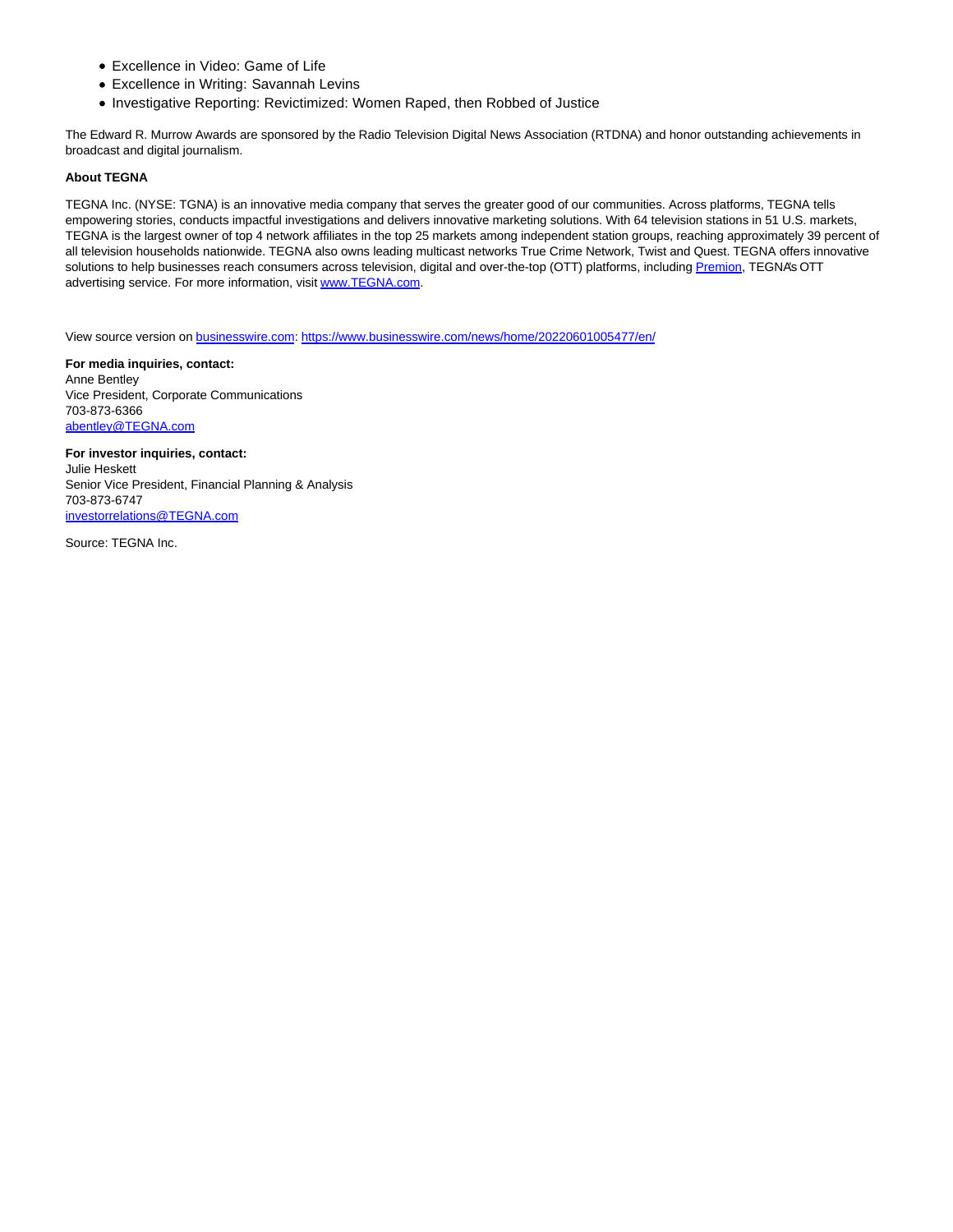- Excellence in Video: Game of Life
- Excellence in Writing: Savannah Levins
- Investigative Reporting: Revictimized: Women Raped, then Robbed of Justice

The Edward R. Murrow Awards are sponsored by the Radio Television Digital News Association (RTDNA) and honor outstanding achievements in broadcast and digital journalism.

**About TEGNA**

TEGNA Inc. (NYSE: TGNA) is an innovative media company that serves the greater good of our communities. Across platforms, TEGNA tells empowering stories, conducts impactful investigations and delivers innovative marketing solutions. With 64 television stations in 51 U.S. markets, TEGNA is the largest owner of top 4 network affiliates in the top 25 markets among independent station groups, reaching approximately 39 percent of all television households nationwide. TEGNA also owns leading multicast networks True Crime Network, Twist and Quest. TEGNA offers innovative solutions to help businesses reach consumers across television, digital and over-the-top (OTT) platforms, including Premion, TEGNA's OTT advertising service. For more information, visit www.TEGNA.com.

View source version on businesswire.com: https://www.businesswire.com/news/home/20220601005477/en/

**For media inquiries, contact:**
Anne Bentley
Vice President, Corporate Communications
703-873-6366
abentley@TEGNA.com

**For investor inquiries, contact:**
Julie Heskett
Senior Vice President, Financial Planning & Analysis
703-873-6747
investorrelations@TEGNA.com

Source: TEGNA Inc.